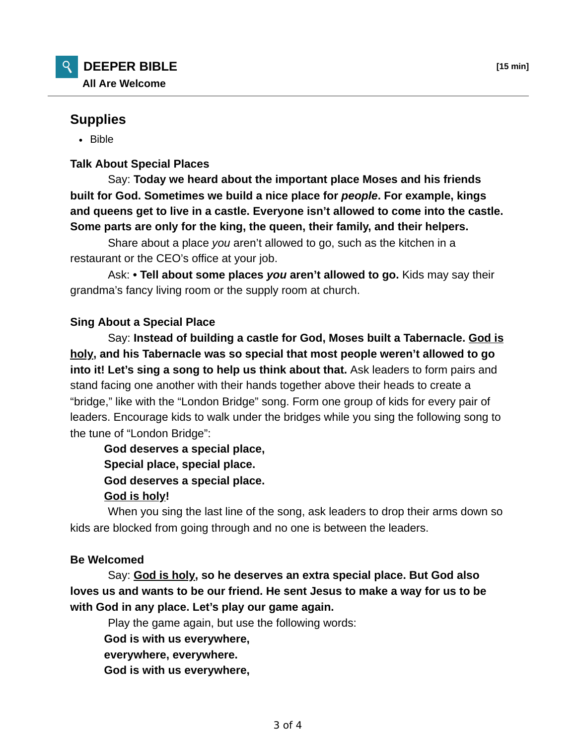## DEEPER BIBLE

**All Are Welcome**

**[15 min]**

### Supplies

- Bible

**Talk About Special Places**

Say: **Today we heard about the important place Moses and his friends built for God. Sometimes we build a nice place for *people*. For example, kings and queens get to live in a castle. Everyone isn't allowed to come into the castle. Some parts are only for the king, the queen, their family, and their helpers.**

Share about a place *you* aren't allowed to go, such as the kitchen in a restaurant or the CEO's office at your job.

Ask: **• Tell about some places *you* aren't allowed to go.** Kids may say their grandma's fancy living room or the supply room at church.

**Sing About a Special Place**

Say: **Instead of building a castle for God, Moses built a Tabernacle. <u>God is holy</u>, and his Tabernacle was so special that most people weren't allowed to go into it! Let's sing a song to help us think about that.** Ask leaders to form pairs and stand facing one another with their hands together above their heads to create a "bridge," like with the "London Bridge" song. Form one group of kids for every pair of leaders. Encourage kids to walk under the bridges while you sing the following song to the tune of "London Bridge":

**God deserves a special place,**
**Special place, special place.**
**God deserves a special place.**
**<u>God is holy</u>!**

When you sing the last line of the song, ask leaders to drop their arms down so kids are blocked from going through and no one is between the leaders.

**Be Welcomed**

Say: **<u>God is holy</u>, so he deserves an extra special place. But God also loves us and wants to be our friend. He sent Jesus to make a way for us to be with God in any place. Let's play our game again.**

Play the game again, but use the following words:

**God is with us everywhere,**
**everywhere, everywhere.**
**God is with us everywhere,**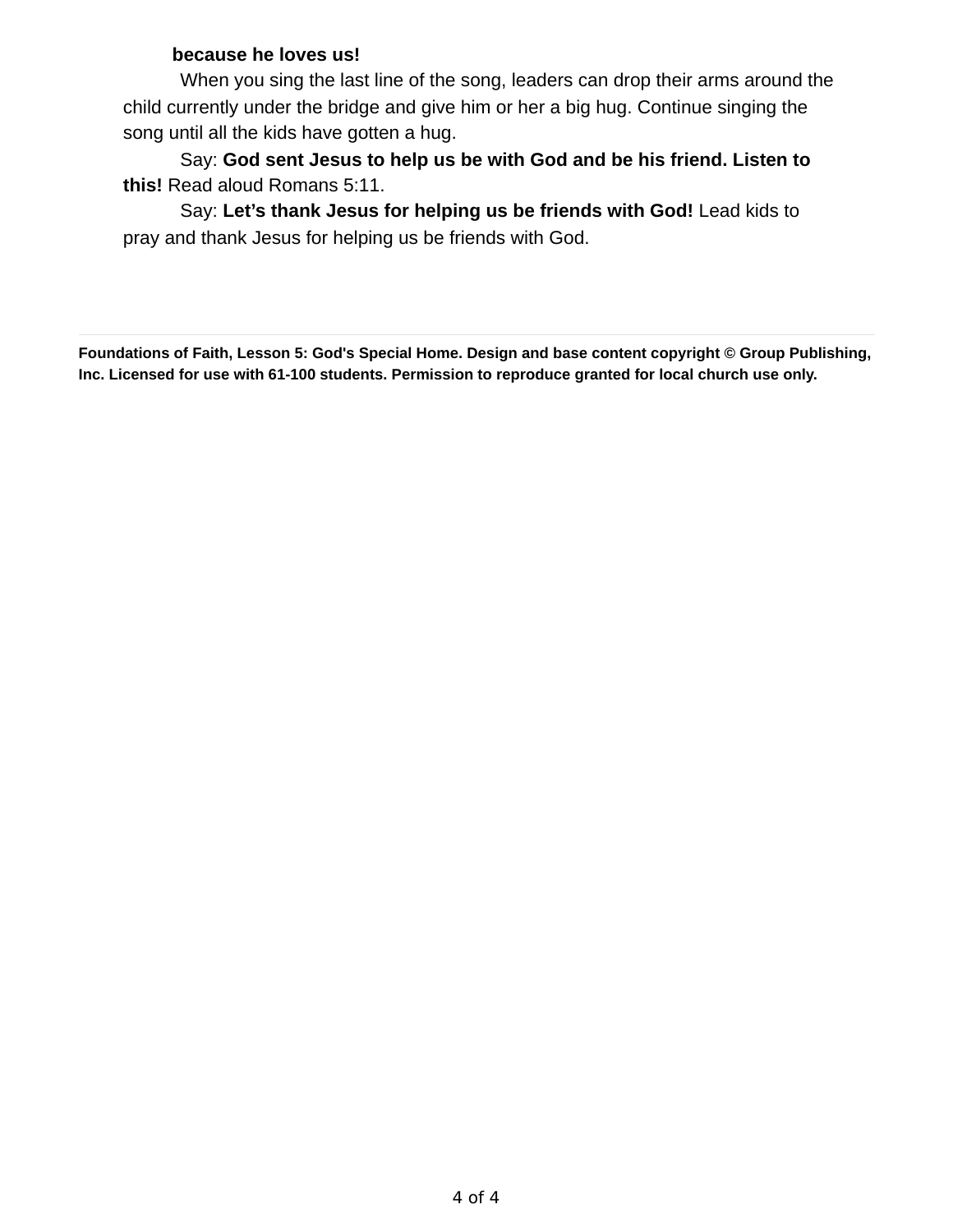**because he loves us!**

When you sing the last line of the song, leaders can drop their arms around the child currently under the bridge and give him or her a big hug. Continue singing the song until all the kids have gotten a hug.

Say: **God sent Jesus to help us be with God and be his friend. Listen to this!** Read aloud Romans 5:11.

Say: **Let's thank Jesus for helping us be friends with God!** Lead kids to pray and thank Jesus for helping us be friends with God.

---

**Foundations of Faith, Lesson 5: God's Special Home. Design and base content copyright © Group Publishing, Inc. Licensed for use with 61-100 students. Permission to reproduce granted for local church use only.**